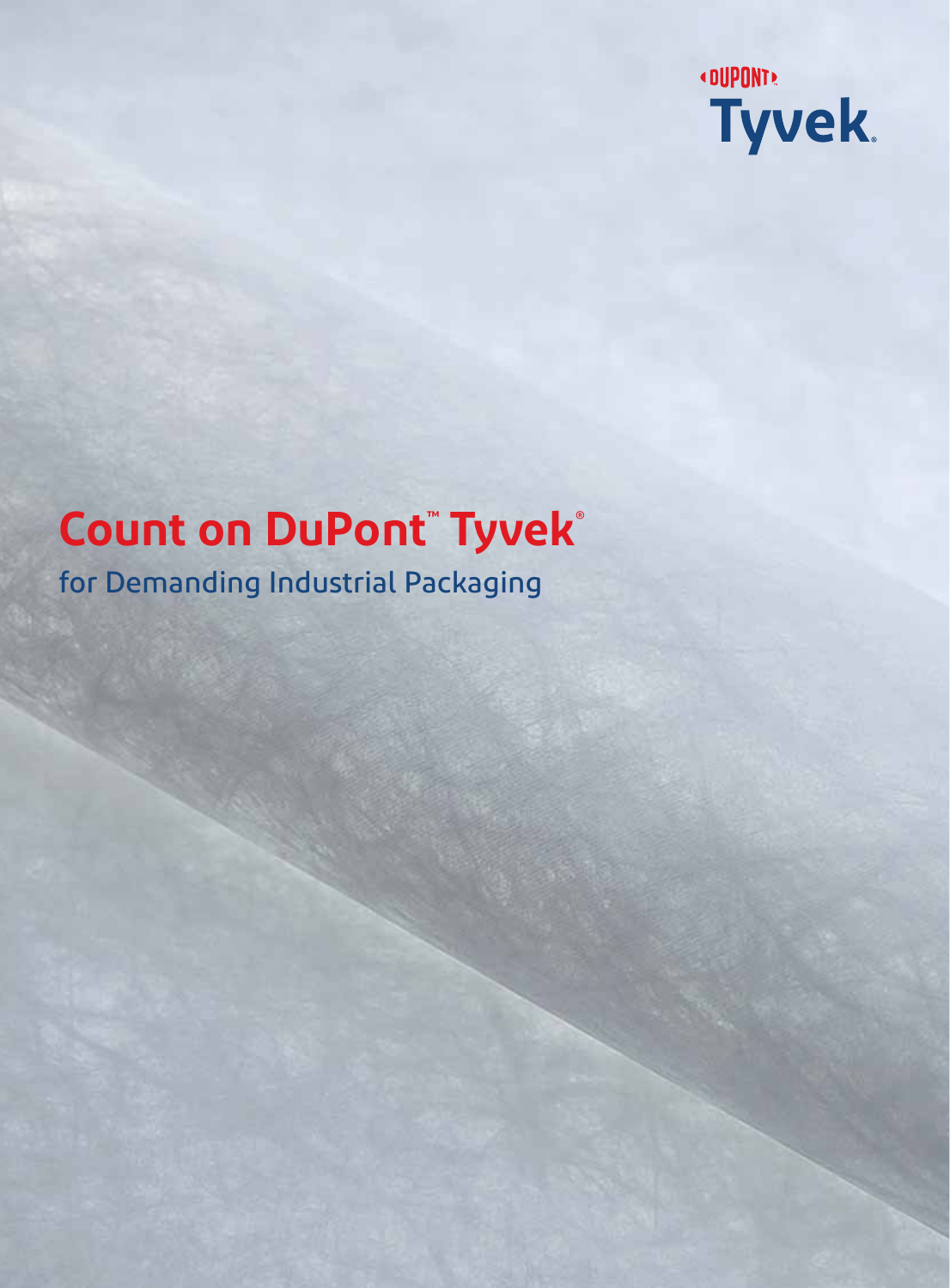DUPONT

Tyvek®

# Count on DuPont™ Tyvek®

## for Demanding Industrial Packaging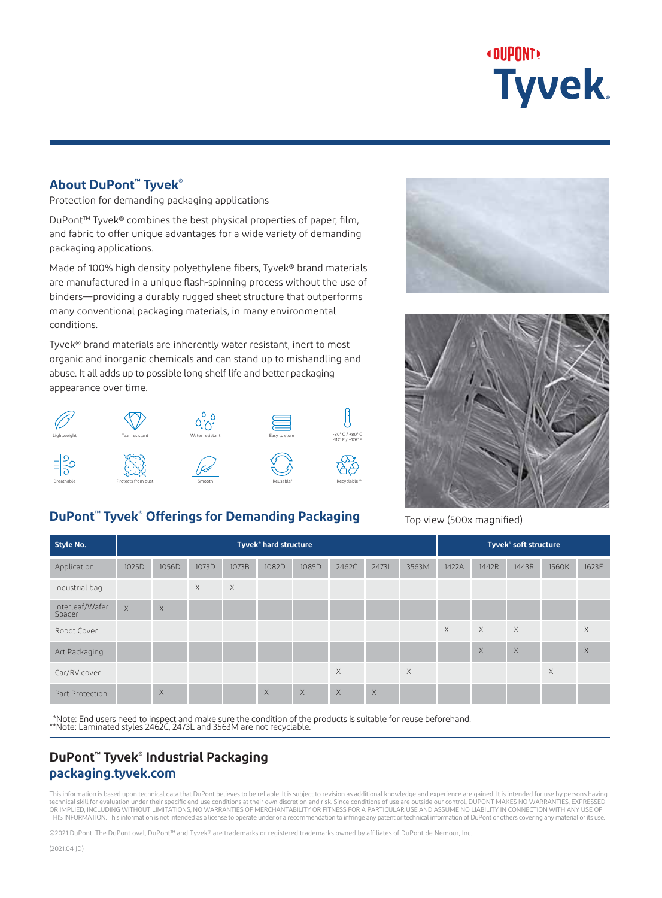## About DuPont™ Tyvek®

Protection for demanding packaging applications

DuPont™ Tyvek® combines the best physical properties of paper, film, and fabric to offer unique advantages for a wide variety of demanding packaging applications.

Made of 100% high density polyethylene fibers, Tyvek® brand materials are manufactured in a unique flash-spinning process without the use of binders—providing a durably rugged sheet structure that outperforms many conventional packaging materials, in many environmental conditions.

Tyvek® brand materials are inherently water resistant, inert to most organic and inorganic chemicals and can stand up to mishandling and abuse. It all adds up to possible long shelf life and better packaging appearance over time.

Lightweight | Tear resistant | Water resistant | Easy to store | -80° C / +80° C -112° F / +176° F

Breathable | Protects from dust | Smooth | Reusable* | Recyclable**

Top view (500x magnified)

## DuPont™ Tyvek® Offerings for Demanding Packaging

| Style No. | Tyvek® hard structure | | | | | | | | | Tyvek® soft structure | | | | |
|---|---|---|---|---|---|---|---|---|---|---|---|---|---|---|
| Application | 1025D | 1056D | 1073D | 1073B | 1082D | 1085D | 2462C | 2473L | 3563M | 1422A | 1442R | 1443R | 1560K | 1623E |
| Industrial bag | | | X | X | | | | | | | | | | |
| Interleaf/Wafer Spacer | X | X | | | | | | | | | | | | |
| Robot Cover | | | | | | | | | | X | X | X | | X |
| Art Packaging | | | | | | | | | | | X | X | | X |
| Car/RV cover | | | | | | | X | | X | | | | X | |
| Part Protection | | X | | | X | X | X | X | | | | | | |

*Note: End users need to inspect and make sure the condition of the products is suitable for reuse beforehand.
**Note: Laminated styles 2462C, 2473L and 3563M are not recyclable.

## DuPont™ Tyvek® Industrial Packaging

**packaging.tyvek.com**

This information is based upon technical data that DuPont believes to be reliable. It is subject to revision as additional knowledge and experience are gained. It is intended for use by persons having technical skill for evaluation under their specific end-use conditions at their own discretion and risk. Since conditions of use are outside our control, DUPONT MAKES NO WARRANTIES, EXPRESSED OR IMPLIED, INCLUDING WITHOUT LIMITATIONS, NO WARRANTIES OF MERCHANTABILITY OR FITNESS FOR A PARTICULAR USE AND ASSUME NO LIABILITY IN CONNECTION WITH ANY USE OF THIS INFORMATION. This information is not intended as a license to operate under or a recommendation to infringe any patent or technical information of DuPont or others covering any material or its use.

©2021 DuPont. The DuPont oval, DuPont™ and Tyvek® are trademarks or registered trademarks owned by affiliates of DuPont de Nemour, Inc.

(2021.04 JD)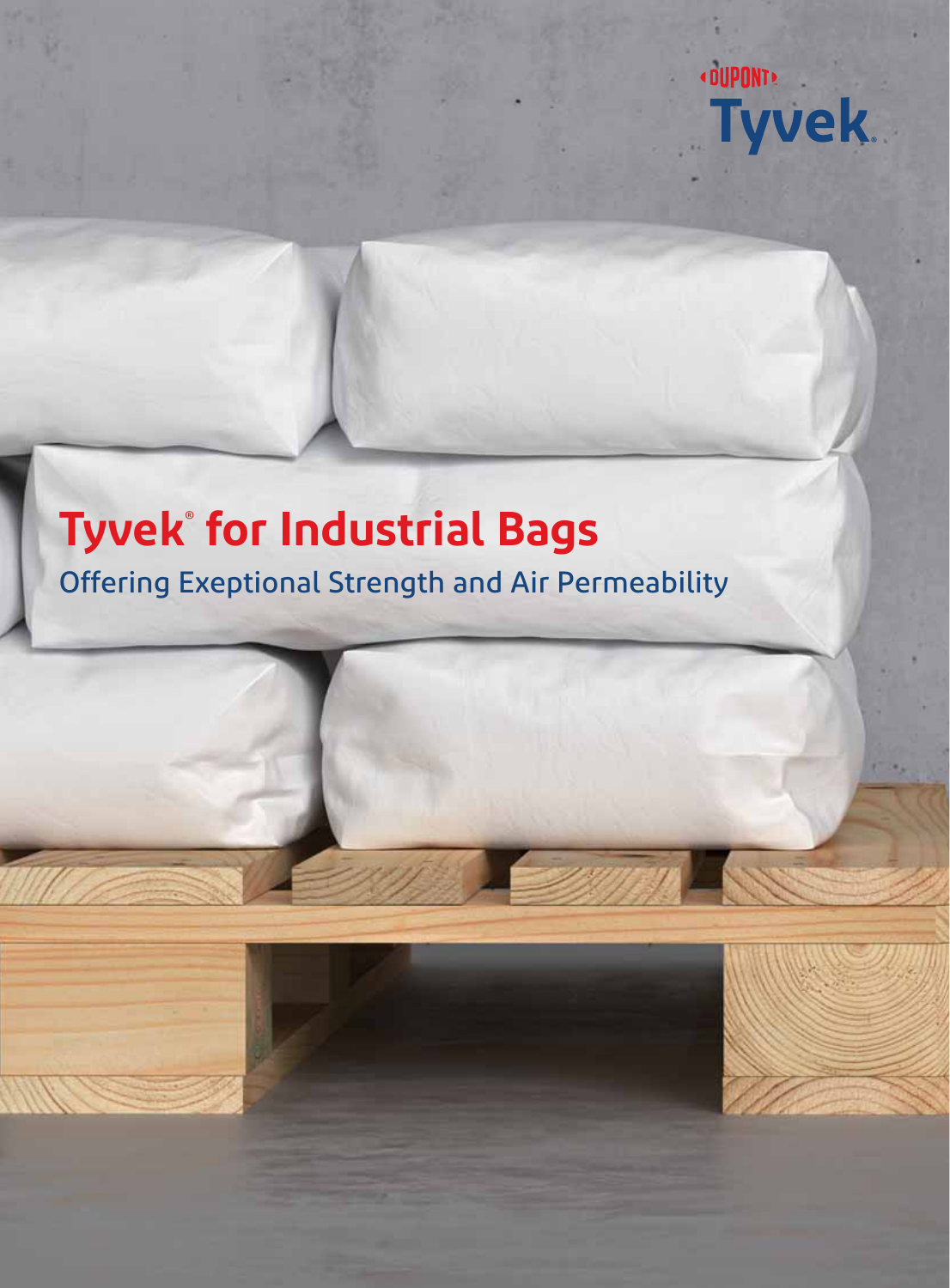DUPONT

Tyvek.

# Tyvek® for Industrial Bags

## Offering Exeptional Strength and Air Permeability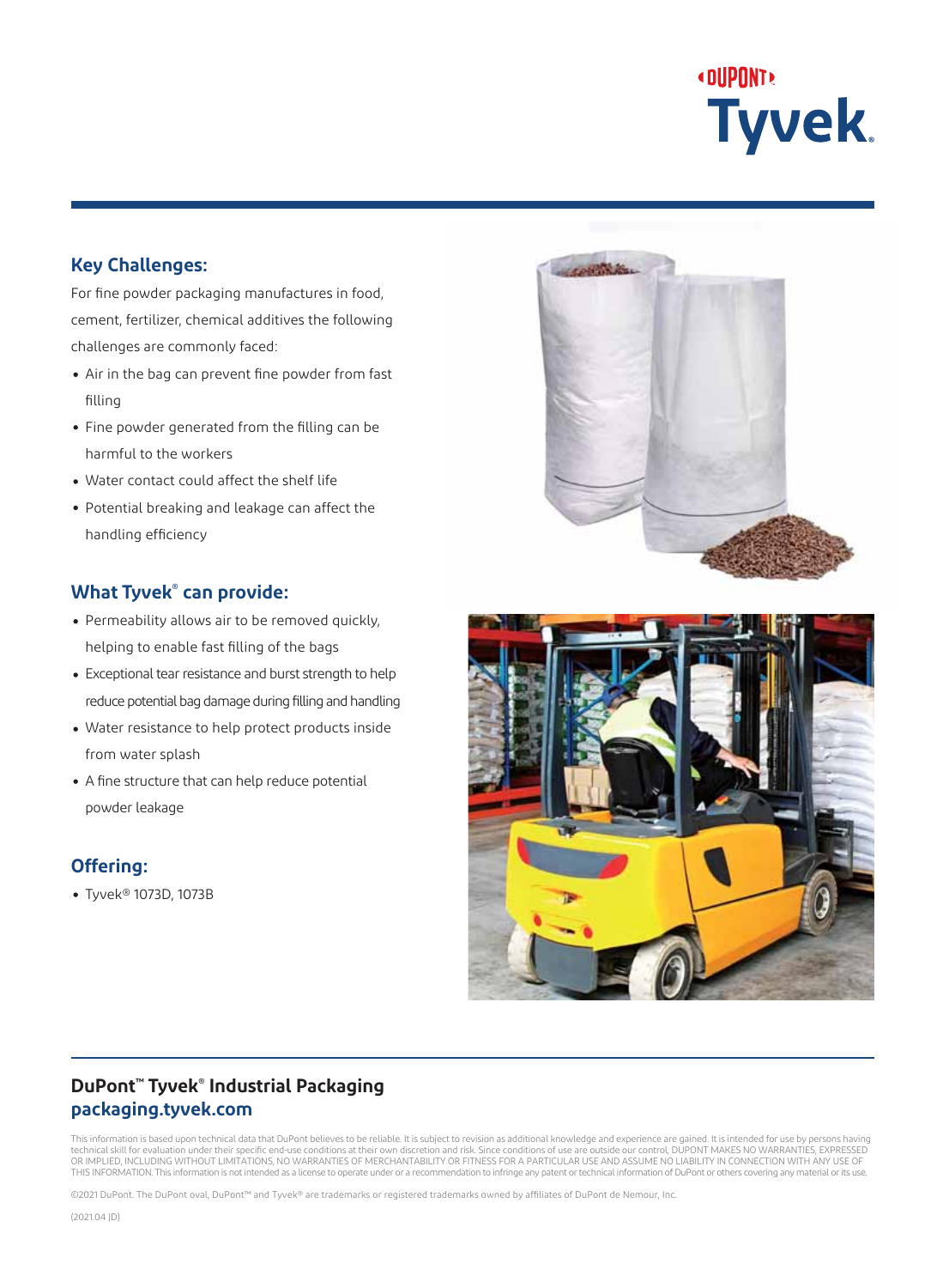## Key Challenges:

For fine powder packaging manufactures in food, cement, fertilizer, chemical additives the following challenges are commonly faced:

- Air in the bag can prevent fine powder from fast filling
- Fine powder generated from the filling can be harmful to the workers
- Water contact could affect the shelf life
- Potential breaking and leakage can affect the handling efficiency

## What Tyvek® can provide:

- Permeability allows air to be removed quickly, helping to enable fast filling of the bags
- Exceptional tear resistance and burst strength to help reduce potential bag damage during filling and handling
- Water resistance to help protect products inside from water splash
- A fine structure that can help reduce potential powder leakage

## Offering:

- Tyvek® 1073D, 1073B

**DuPont™ Tyvek® Industrial Packaging**
**packaging.tyvek.com**

This information is based upon technical data that DuPont believes to be reliable. It is subject to revision as additional knowledge and experience are gained. It is intended for use by persons having technical skill for evaluation under their specific end-use conditions at their own discretion and risk. Since conditions of use are outside our control, DUPONT MAKES NO WARRANTIES, EXPRESSED OR IMPLIED, INCLUDING WITHOUT LIMITATIONS, NO WARRANTIES OF MERCHANTABILITY OR FITNESS FOR A PARTICULAR USE AND ASSUME NO LIABILITY IN CONNECTION WITH ANY USE OF THIS INFORMATION. This information is not intended as a license to operate under or a recommendation to infringe any patent or technical information of DuPont or others covering any material or its use.

©2021 DuPont. The DuPont oval, DuPont™ and Tyvek® are trademarks or registered trademarks owned by affiliates of DuPont de Nemour, Inc.

(2021.04 JD)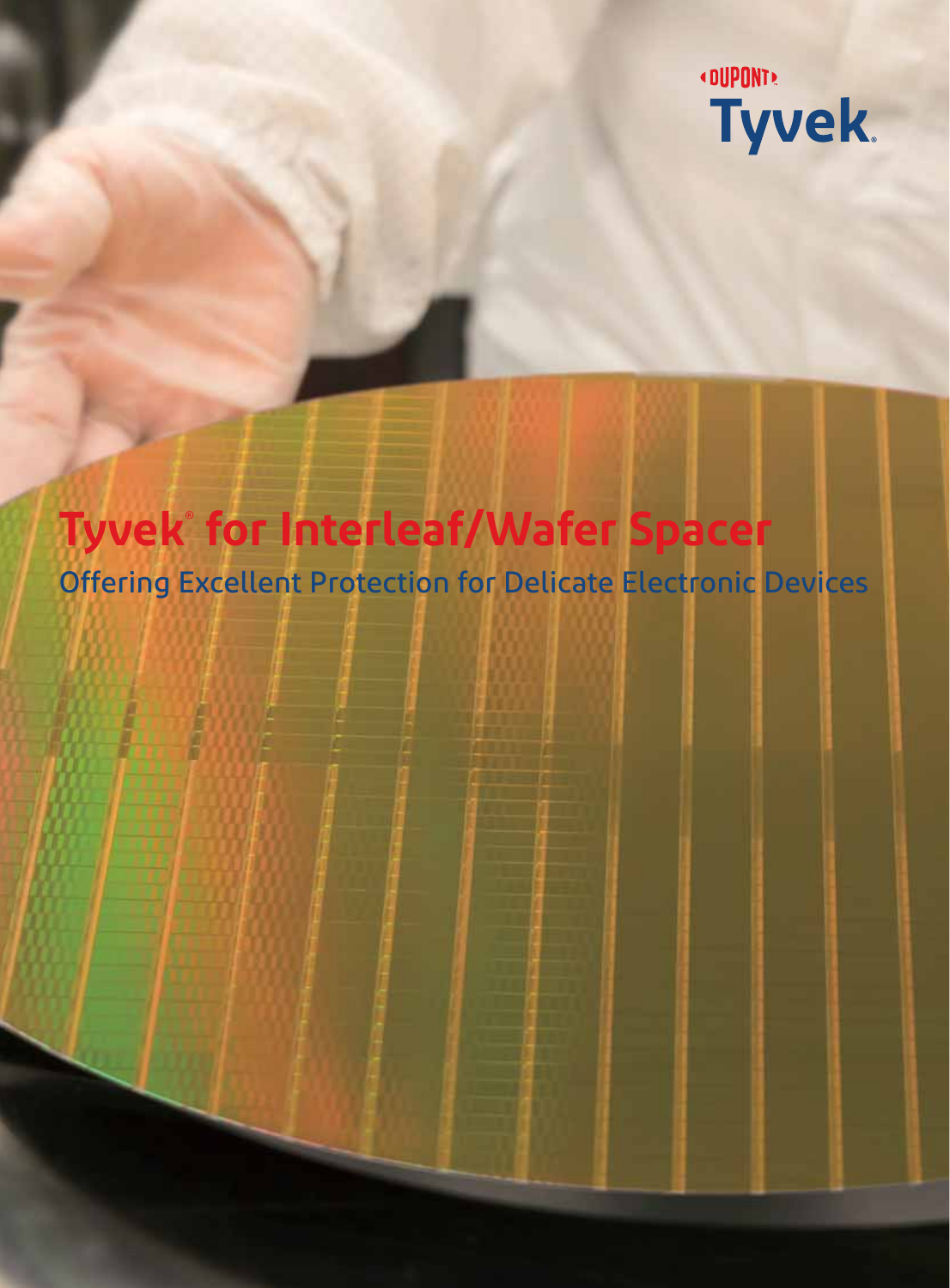DUPONT Tyvek®

# Tyvek® for Interleaf/Wafer Spacer

Offering Excellent Protection for Delicate Electronic Devices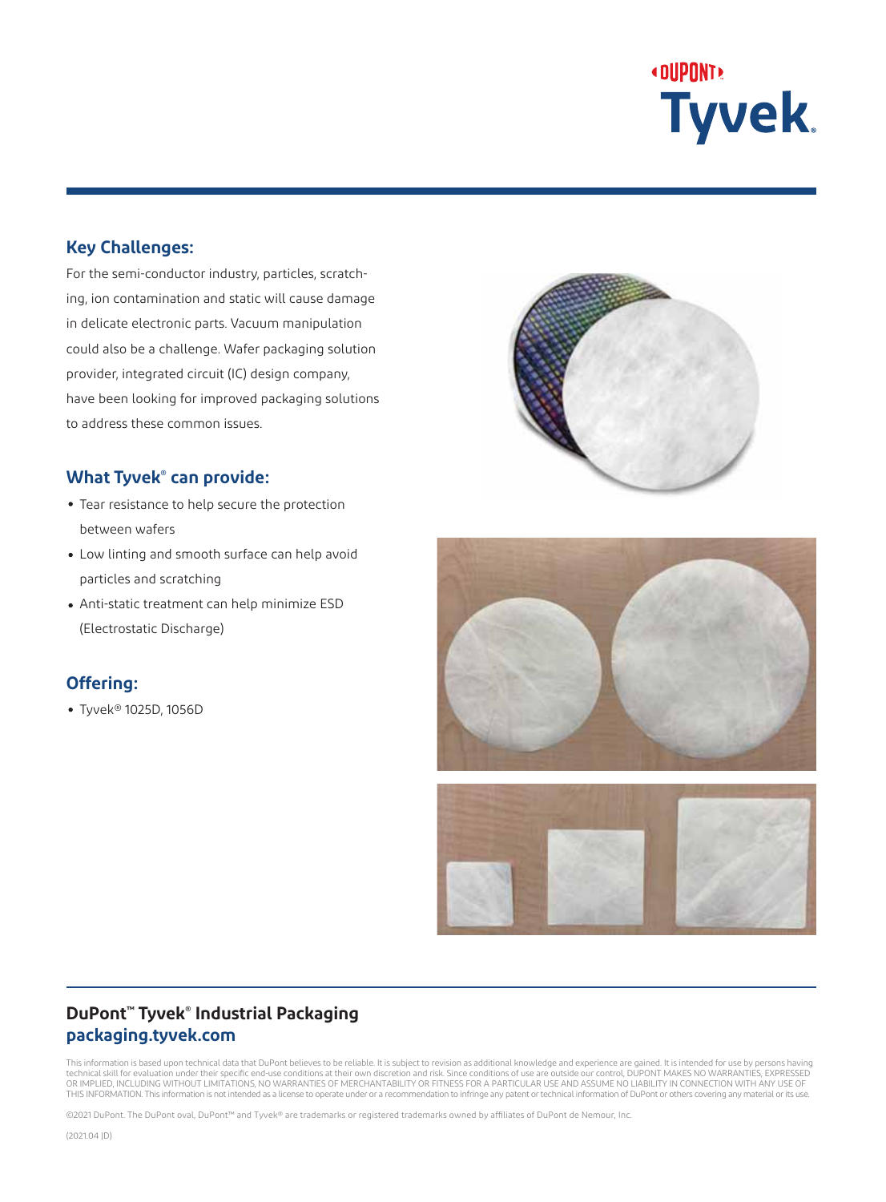## Key Challenges:

For the semi-conductor industry, particles, scratching, ion contamination and static will cause damage in delicate electronic parts. Vacuum manipulation could also be a challenge. Wafer packaging solution provider, integrated circuit (IC) design company, have been looking for improved packaging solutions to address these common issues.

## What Tyvek® can provide:

- Tear resistance to help secure the protection between wafers
- Low linting and smooth surface can help avoid particles and scratching
- Anti-static treatment can help minimize ESD (Electrostatic Discharge)

## Offering:

- Tyvek® 1025D, 1056D

## DuPont™ Tyvek® Industrial Packaging

**packaging.tyvek.com**

This information is based upon technical data that DuPont believes to be reliable. It is subject to revision as additional knowledge and experience are gained. It is intended for use by persons having technical skill for evaluation under their specific end-use conditions at their own discretion and risk. Since conditions of use are outside our control, DUPONT MAKES NO WARRANTIES, EXPRESSED OR IMPLIED, INCLUDING WITHOUT LIMITATIONS, NO WARRANTIES OF MERCHANTABILITY OR FITNESS FOR A PARTICULAR USE AND ASSUME NO LIABILITY IN CONNECTION WITH ANY USE OF THIS INFORMATION. This information is not intended as a license to operate under or a recommendation to infringe any patent or technical information of DuPont or others covering any material or its use.

©2021 DuPont. The DuPont oval, DuPont™ and Tyvek® are trademarks or registered trademarks owned by affiliates of DuPont de Nemour, Inc.

(2021.04 JD)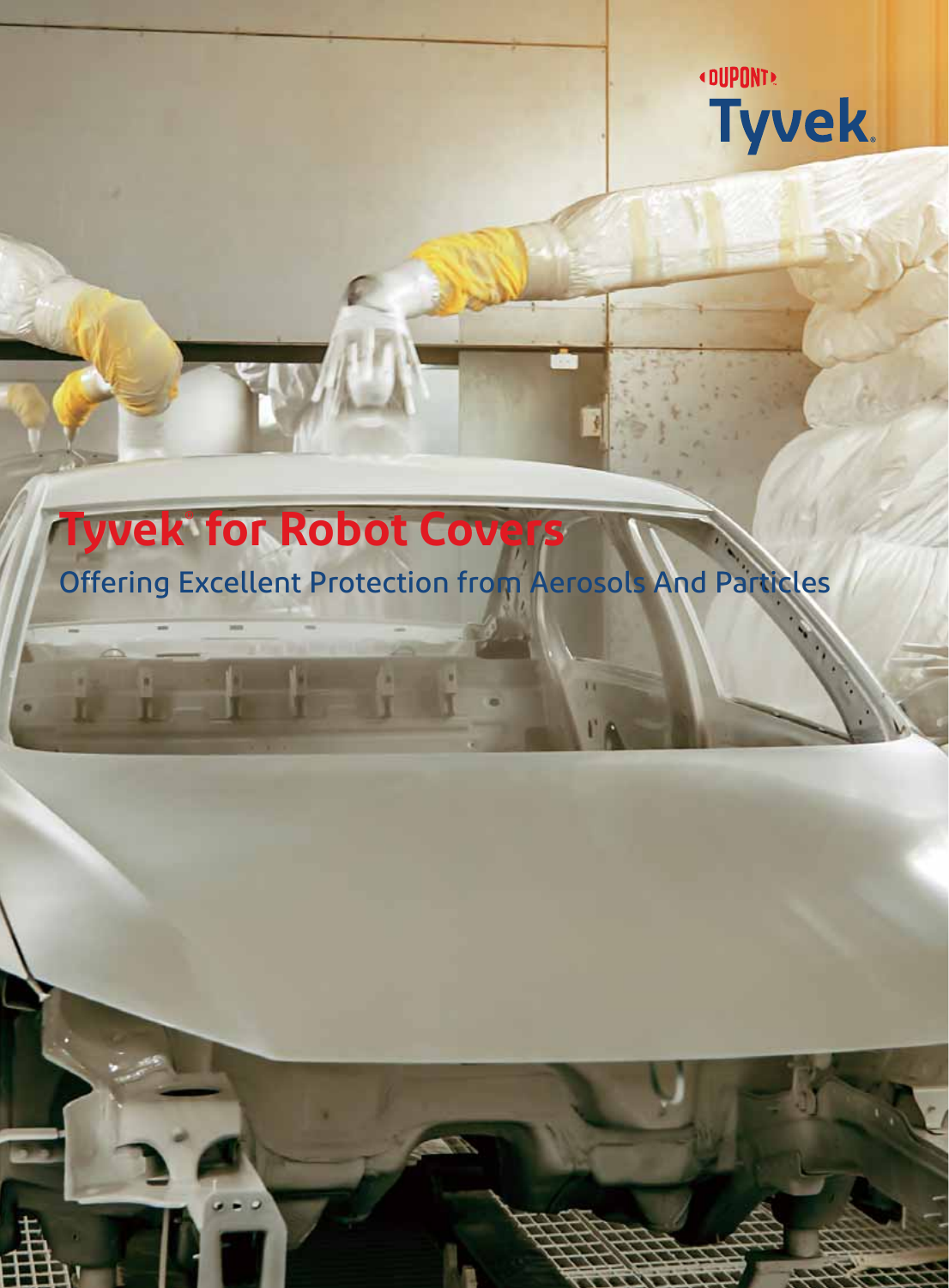DUPONT

Tyvek.

# Tyvek® for Robot Covers

## Offering Excellent Protection from Aerosols And Particles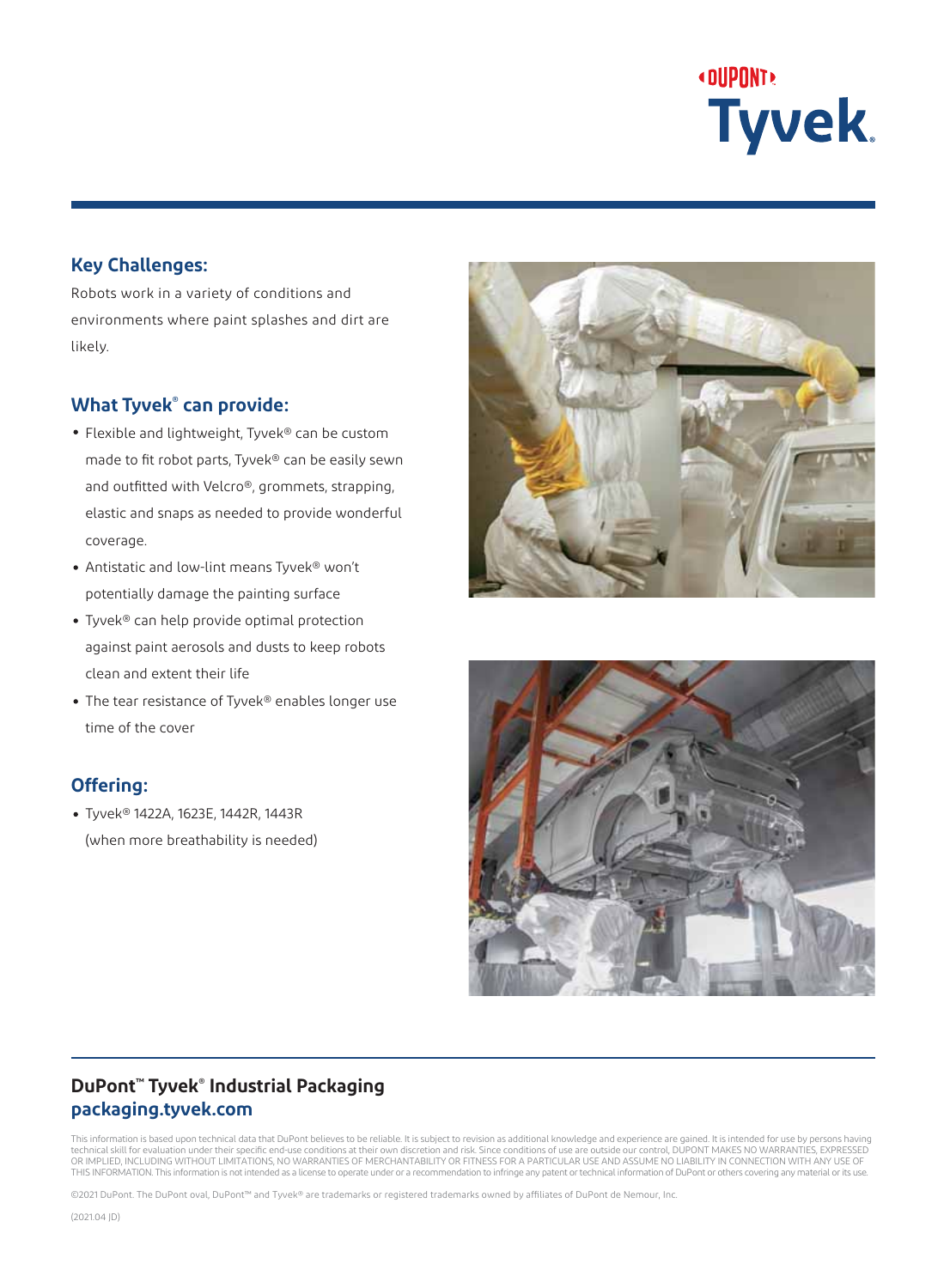## Key Challenges:

Robots work in a variety of conditions and environments where paint splashes and dirt are likely.

## What Tyvek® can provide:

- Flexible and lightweight, Tyvek® can be custom made to fit robot parts, Tyvek® can be easily sewn and outfitted with Velcro®, grommets, strapping, elastic and snaps as needed to provide wonderful coverage.
- Antistatic and low-lint means Tyvek® won't potentially damage the painting surface
- Tyvek® can help provide optimal protection against paint aerosols and dusts to keep robots clean and extent their life
- The tear resistance of Tyvek® enables longer use time of the cover

## Offering:

- Tyvek® 1422A, 1623E, 1442R, 1443R (when more breathability is needed)

**DuPont™ Tyvek® Industrial Packaging**
**packaging.tyvek.com**

This information is based upon technical data that DuPont believes to be reliable. It is subject to revision as additional knowledge and experience are gained. It is intended for use by persons having technical skill for evaluation under their specific end-use conditions at their own discretion and risk. Since conditions of use are outside our control, DUPONT MAKES NO WARRANTIES, EXPRESSED OR IMPLIED, INCLUDING WITHOUT LIMITATIONS, NO WARRANTIES OF MERCHANTABILITY OR FITNESS FOR A PARTICULAR USE AND ASSUME NO LIABILITY IN CONNECTION WITH ANY USE OF THIS INFORMATION. This information is not intended as a license to operate under or a recommendation to infringe any patent or technical information of DuPont or others covering any material or its use.

©2021 DuPont. The DuPont oval, DuPont™ and Tyvek® are trademarks or registered trademarks owned by affiliates of DuPont de Nemour, Inc.

(2021.04 JD)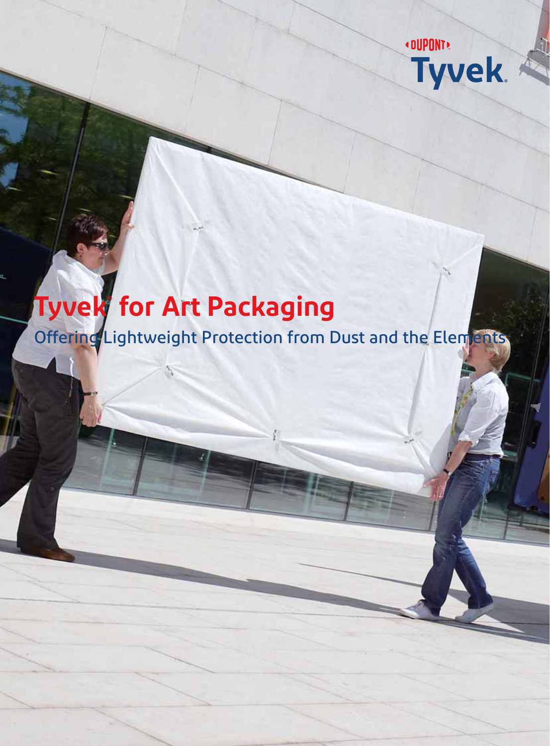DUPONT

Tyvek®

# Tyvek® for Art Packaging

## Offering Lightweight Protection from Dust and the Elements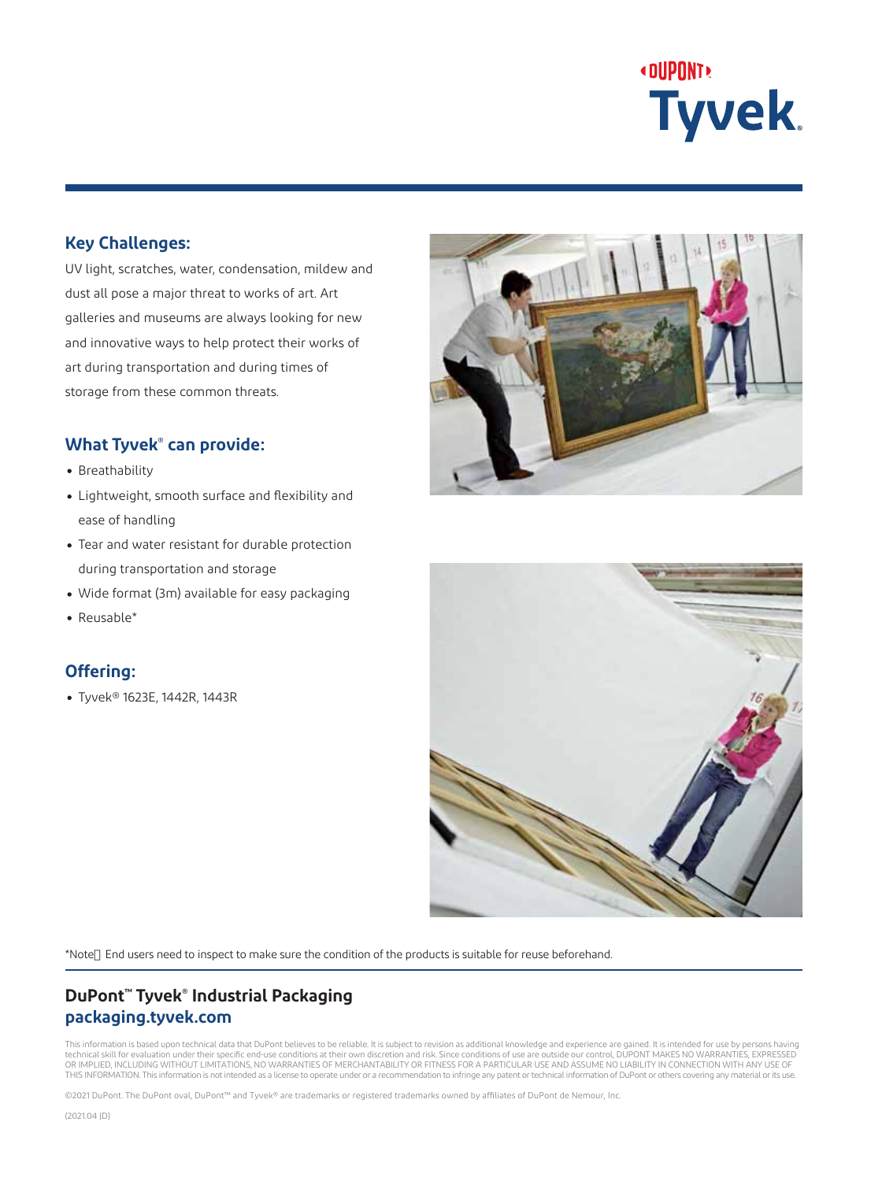## Key Challenges:

UV light, scratches, water, condensation, mildew and dust all pose a major threat to works of art. Art galleries and museums are always looking for new and innovative ways to help protect their works of art during transportation and during times of storage from these common threats.

## What Tyvek® can provide:

- Breathability
- Lightweight, smooth surface and flexibility and ease of handling
- Tear and water resistant for durable protection during transportation and storage
- Wide format (3m) available for easy packaging
- Reusable*

## Offering:

- Tyvek® 1623E, 1442R, 1443R

*Note： End users need to inspect to make sure the condition of the products is suitable for reuse beforehand.

**DuPont™ Tyvek® Industrial Packaging**
**packaging.tyvek.com**

This information is based upon technical data that DuPont believes to be reliable. It is subject to revision as additional knowledge and experience are gained. It is intended for use by persons having technical skill for evaluation under their specific end-use conditions at their own discretion and risk. Since conditions of use are outside our control, DUPONT MAKES NO WARRANTIES, EXPRESSED OR IMPLIED, INCLUDING WITHOUT LIMITATIONS, NO WARRANTIES OF MERCHANTABILITY OR FITNESS FOR A PARTICULAR USE AND ASSUME NO LIABILITY IN CONNECTION WITH ANY USE OF THIS INFORMATION. This information is not intended as a license to operate under or a recommendation to infringe any patent or technical information of DuPont or others covering any material or its use.

©2021 DuPont. The DuPont oval, DuPont™ and Tyvek® are trademarks or registered trademarks owned by affiliates of DuPont de Nemour, Inc.

(2021.04 JD)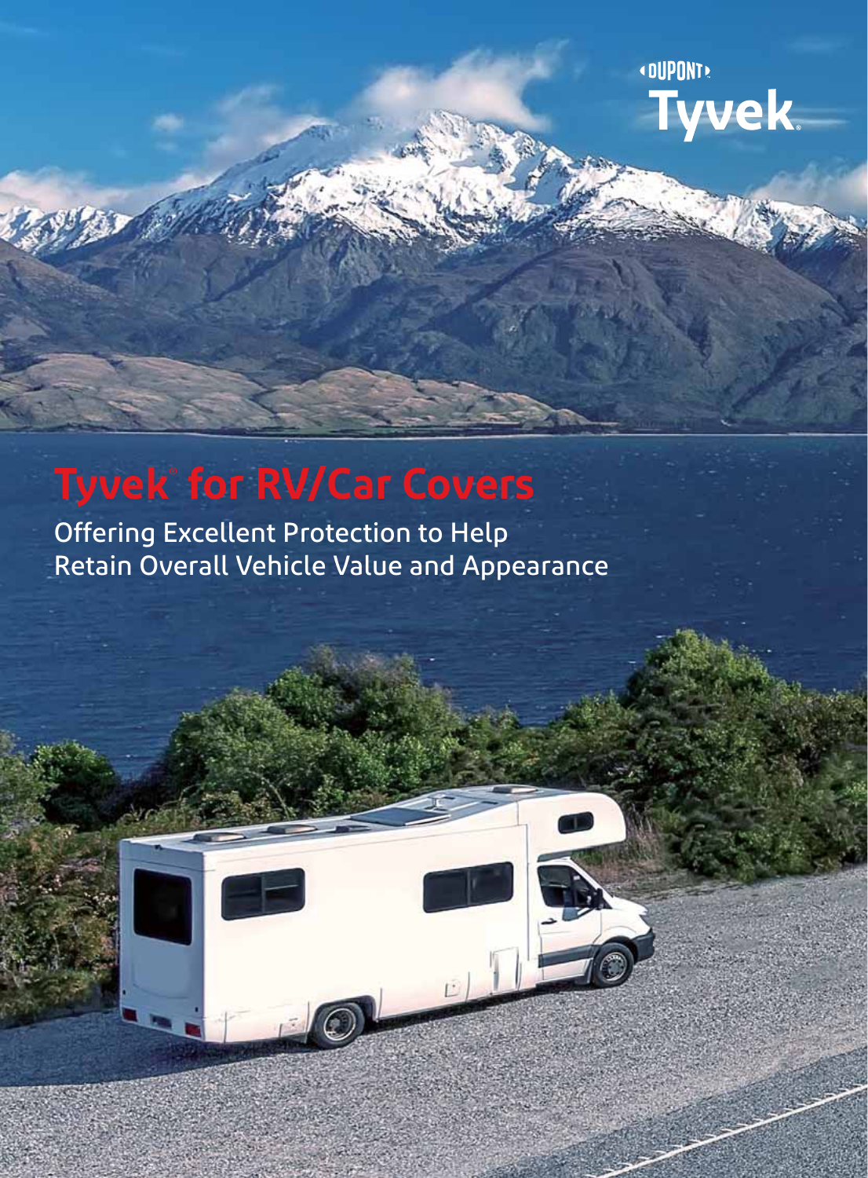DUPONT

Tyvek

# Tyvek® for RV/Car Covers

Offering Excellent Protection to Help Retain Overall Vehicle Value and Appearance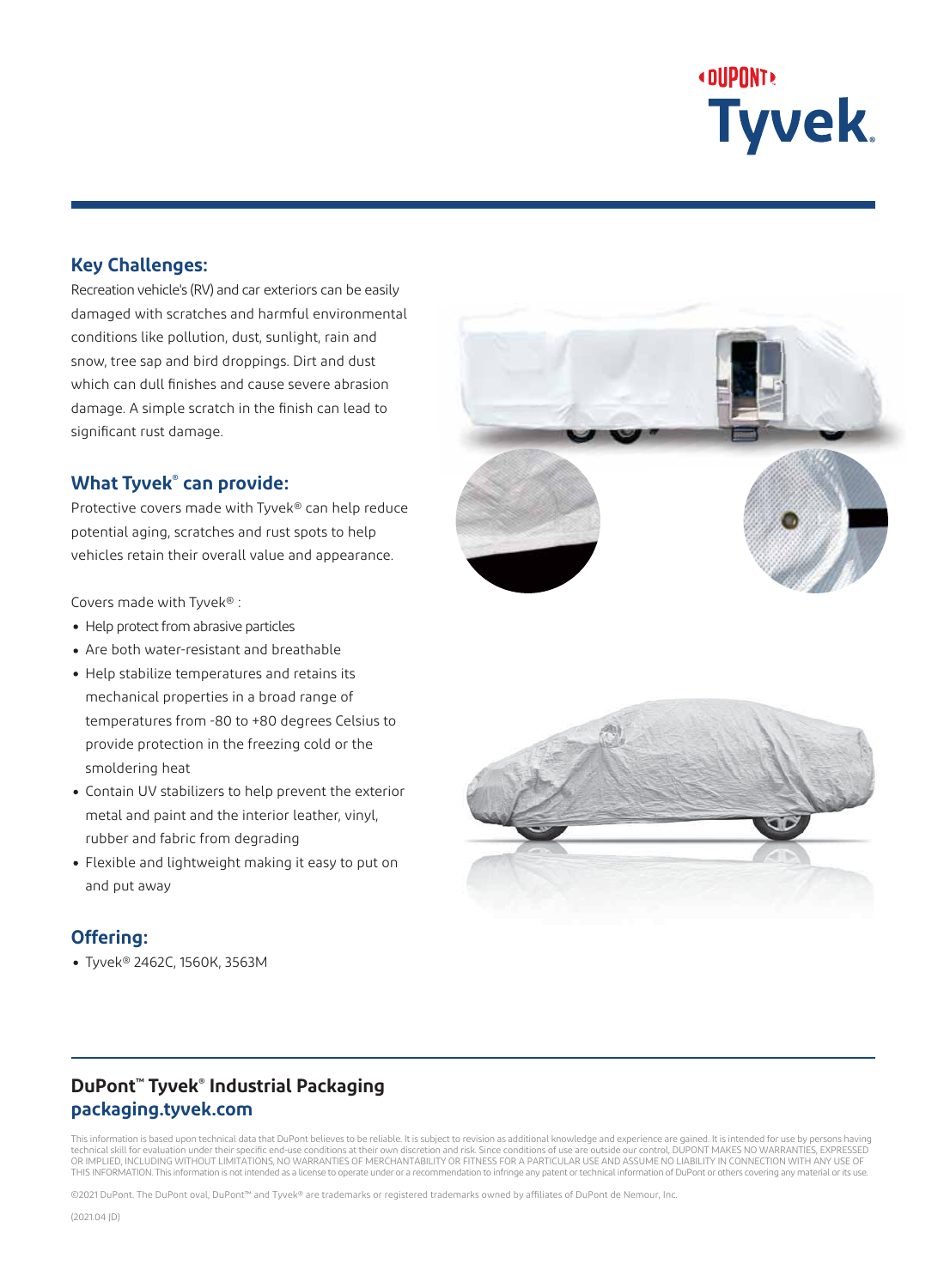## Key Challenges:

Recreation vehicle's (RV) and car exteriors can be easily damaged with scratches and harmful environmental conditions like pollution, dust, sunlight, rain and snow, tree sap and bird droppings. Dirt and dust which can dull finishes and cause severe abrasion damage. A simple scratch in the finish can lead to significant rust damage.

## What Tyvek® can provide:

Protective covers made with Tyvek® can help reduce potential aging, scratches and rust spots to help vehicles retain their overall value and appearance.

Covers made with Tyvek® :

- Help protect from abrasive particles
- Are both water-resistant and breathable
- Help stabilize temperatures and retains its mechanical properties in a broad range of temperatures from -80 to +80 degrees Celsius to provide protection in the freezing cold or the smoldering heat
- Contain UV stabilizers to help prevent the exterior metal and paint and the interior leather, vinyl, rubber and fabric from degrading
- Flexible and lightweight making it easy to put on and put away

## Offering:

- Tyvek® 2462C, 1560K, 3563M

**DuPont™ Tyvek® Industrial Packaging**
**packaging.tyvek.com**

This information is based upon technical data that DuPont believes to be reliable. It is subject to revision as additional knowledge and experience are gained. It is intended for use by persons having technical skill for evaluation under their specific end-use conditions at their own discretion and risk. Since conditions of use are outside our control, DUPONT MAKES NO WARRANTIES, EXPRESSED OR IMPLIED, INCLUDING WITHOUT LIMITATIONS, NO WARRANTIES OF MERCHANTABILITY OR FITNESS FOR A PARTICULAR USE AND ASSUME NO LIABILITY IN CONNECTION WITH ANY USE OF THIS INFORMATION. This information is not intended as a license to operate under or a recommendation to infringe any patent or technical information of DuPont or others covering any material or its use.

©2021 DuPont. The DuPont oval, DuPont™ and Tyvek® are trademarks or registered trademarks owned by affiliates of DuPont de Nemour, Inc.

(2021.04 JD)